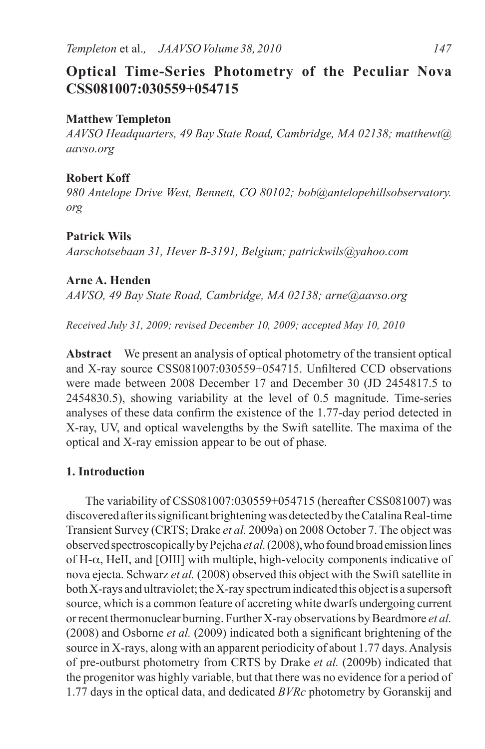# Optical Time-Series Photometry of the Peculiar Nova CSS081007:030559+054715

**Matthew Templeton**
*AAVSO Headquarters, 49 Bay State Road, Cambridge, MA 02138; matthewt@aavso.org*

**Robert Koff**
*980 Antelope Drive West, Bennett, CO 80102; bob@antelopehillsobservatory.org*

**Patrick Wils**
*Aarschotsebaan 31, Hever B-3191, Belgium; patrickwils@yahoo.com*

**Arne A. Henden**
*AAVSO, 49 Bay State Road, Cambridge, MA 02138; arne@aavso.org*

*Received July 31, 2009; revised December 10, 2009; accepted May 10, 2010*

**Abstract** We present an analysis of optical photometry of the transient optical and X-ray source CSS081007:030559+054715. Unfiltered CCD observations were made between 2008 December 17 and December 30 (JD 2454817.5 to 2454830.5), showing variability at the level of 0.5 magnitude. Time-series analyses of these data confirm the existence of the 1.77-day period detected in X-ray, UV, and optical wavelengths by the Swift satellite. The maxima of the optical and X-ray emission appear to be out of phase.

## 1. Introduction

The variability of CSS081007:030559+054715 (hereafter CSS081007) was discovered after its significant brightening was detected by the Catalina Real-time Transient Survey (CRTS; Drake *et al.* 2009a) on 2008 October 7. The object was observed spectroscopically by Pejcha *et al.* (2008), who found broad emission lines of H-$\alpha$, HeII, and [OIII] with multiple, high-velocity components indicative of nova ejecta. Schwarz *et al.* (2008) observed this object with the Swift satellite in both X-rays and ultraviolet; the X-ray spectrum indicated this object is a supersoft source, which is a common feature of accreting white dwarfs undergoing current or recent thermonuclear burning. Further X-ray observations by Beardmore *et al.* (2008) and Osborne *et al.* (2009) indicated both a significant brightening of the source in X-rays, along with an apparent periodicity of about 1.77 days. Analysis of pre-outburst photometry from CRTS by Drake *et al.* (2009b) indicated that the progenitor was highly variable, but that there was no evidence for a period of 1.77 days in the optical data, and dedicated *BVRc* photometry by Goranskij and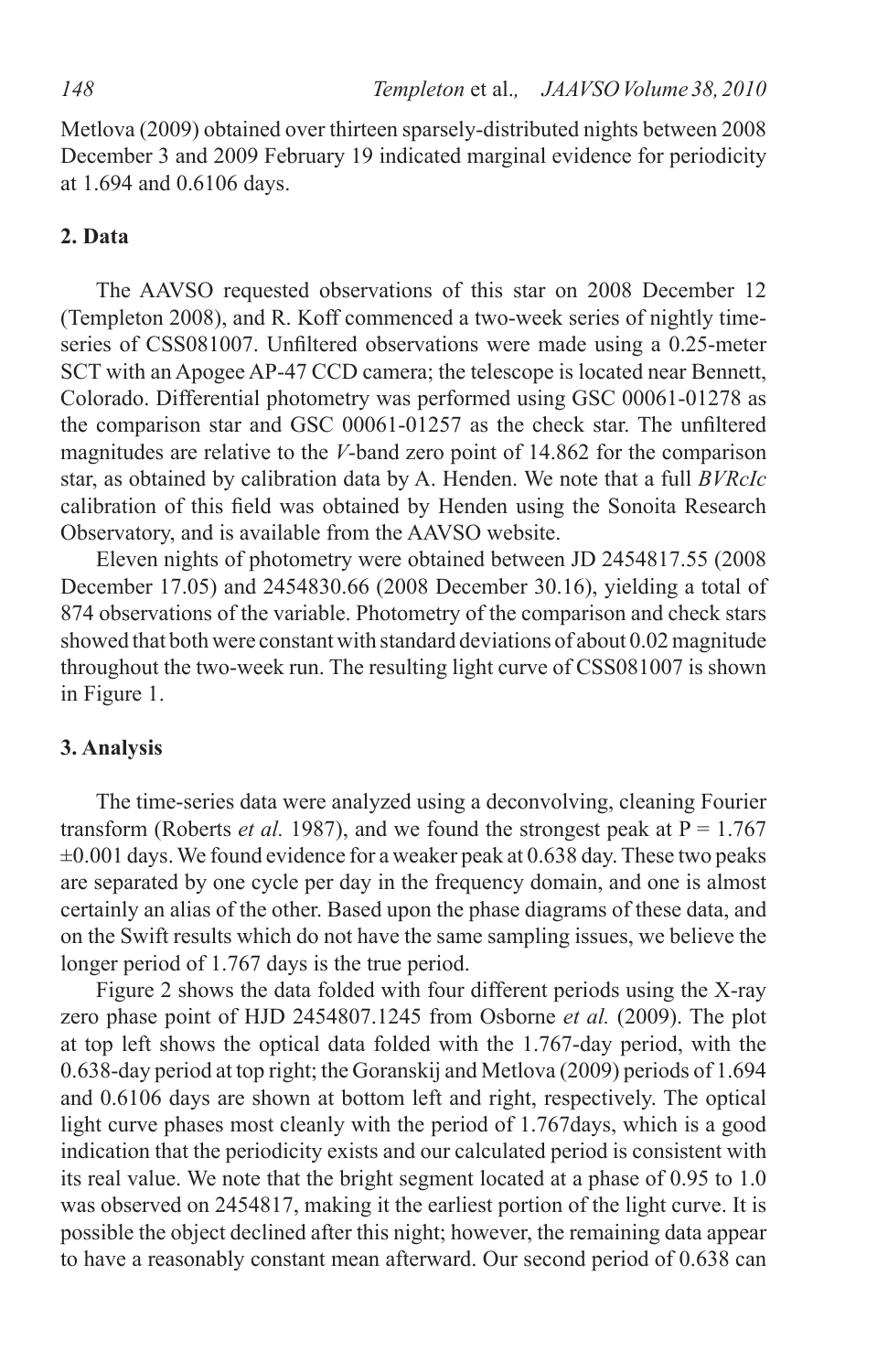Metlova (2009) obtained over thirteen sparsely-distributed nights between 2008 December 3 and 2009 February 19 indicated marginal evidence for periodicity at 1.694 and 0.6106 days.

## 2. Data

The AAVSO requested observations of this star on 2008 December 12 (Templeton 2008), and R. Koff commenced a two-week series of nightly time-series of CSS081007. Unfiltered observations were made using a 0.25-meter SCT with an Apogee AP-47 CCD camera; the telescope is located near Bennett, Colorado. Differential photometry was performed using GSC 00061-01278 as the comparison star and GSC 00061-01257 as the check star. The unfiltered magnitudes are relative to the *V*-band zero point of 14.862 for the comparison star, as obtained by calibration data by A. Henden. We note that a full *BVRcIc* calibration of this field was obtained by Henden using the Sonoita Research Observatory, and is available from the AAVSO website.

Eleven nights of photometry were obtained between JD 2454817.55 (2008 December 17.05) and 2454830.66 (2008 December 30.16), yielding a total of 874 observations of the variable. Photometry of the comparison and check stars showed that both were constant with standard deviations of about 0.02 magnitude throughout the two-week run. The resulting light curve of CSS081007 is shown in Figure 1.

## 3. Analysis

The time-series data were analyzed using a deconvolving, cleaning Fourier transform (Roberts *et al.* 1987), and we found the strongest peak at P = 1.767 $\pm$0.001 days. We found evidence for a weaker peak at 0.638 day. These two peaks are separated by one cycle per day in the frequency domain, and one is almost certainly an alias of the other. Based upon the phase diagrams of these data, and on the Swift results which do not have the same sampling issues, we believe the longer period of 1.767 days is the true period.

Figure 2 shows the data folded with four different periods using the X-ray zero phase point of HJD 2454807.1245 from Osborne *et al.* (2009). The plot at top left shows the optical data folded with the 1.767-day period, with the 0.638-day period at top right; the Goranskij and Metlova (2009) periods of 1.694 and 0.6106 days are shown at bottom left and right, respectively. The optical light curve phases most cleanly with the period of 1.767days, which is a good indication that the periodicity exists and our calculated period is consistent with its real value. We note that the bright segment located at a phase of 0.95 to 1.0 was observed on 2454817, making it the earliest portion of the light curve. It is possible the object declined after this night; however, the remaining data appear to have a reasonably constant mean afterward. Our second period of 0.638 can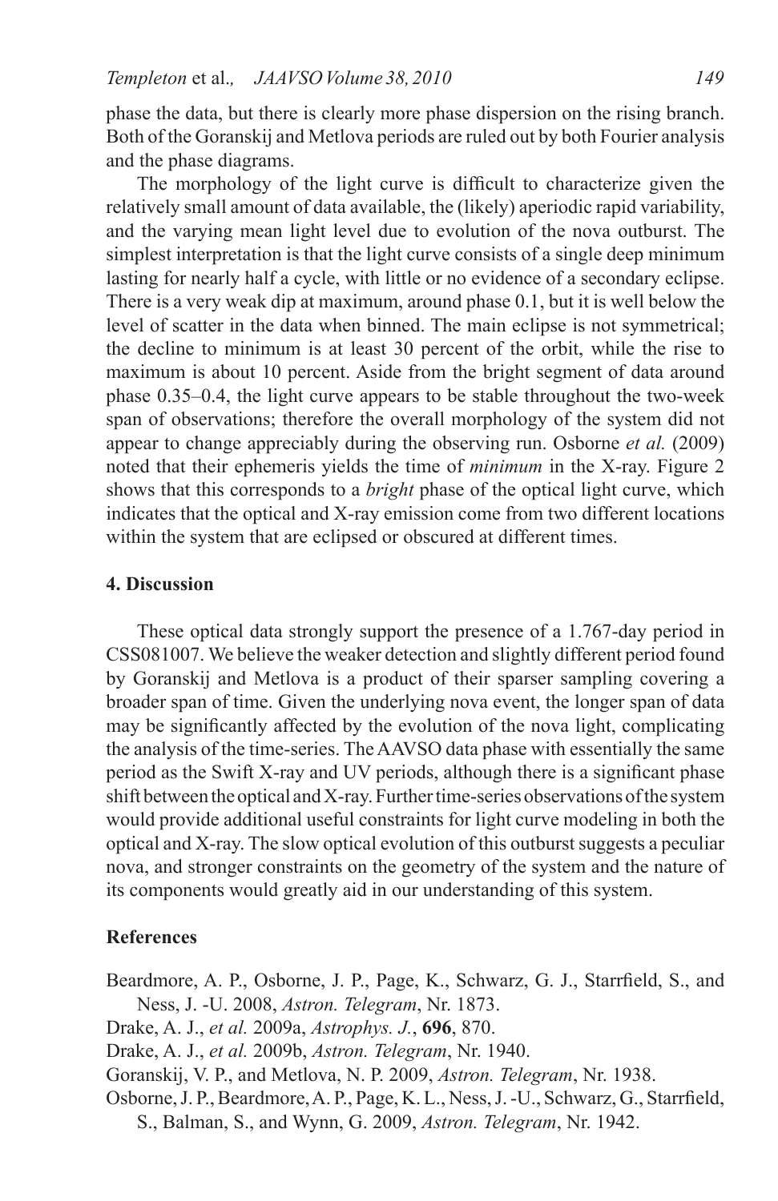phase the data, but there is clearly more phase dispersion on the rising branch. Both of the Goranskij and Metlova periods are ruled out by both Fourier analysis and the phase diagrams.

The morphology of the light curve is difficult to characterize given the relatively small amount of data available, the (likely) aperiodic rapid variability, and the varying mean light level due to evolution of the nova outburst. The simplest interpretation is that the light curve consists of a single deep minimum lasting for nearly half a cycle, with little or no evidence of a secondary eclipse. There is a very weak dip at maximum, around phase 0.1, but it is well below the level of scatter in the data when binned. The main eclipse is not symmetrical; the decline to minimum is at least 30 percent of the orbit, while the rise to maximum is about 10 percent. Aside from the bright segment of data around phase 0.35–0.4, the light curve appears to be stable throughout the two-week span of observations; therefore the overall morphology of the system did not appear to change appreciably during the observing run. Osborne *et al.* (2009) noted that their ephemeris yields the time of *minimum* in the X-ray. Figure 2 shows that this corresponds to a *bright* phase of the optical light curve, which indicates that the optical and X-ray emission come from two different locations within the system that are eclipsed or obscured at different times.

## 4. Discussion

These optical data strongly support the presence of a 1.767-day period in CSS081007. We believe the weaker detection and slightly different period found by Goranskij and Metlova is a product of their sparser sampling covering a broader span of time. Given the underlying nova event, the longer span of data may be significantly affected by the evolution of the nova light, complicating the analysis of the time-series. The AAVSO data phase with essentially the same period as the Swift X-ray and UV periods, although there is a significant phase shift between the optical and X-ray. Further time-series observations of the system would provide additional useful constraints for light curve modeling in both the optical and X-ray. The slow optical evolution of this outburst suggests a peculiar nova, and stronger constraints on the geometry of the system and the nature of its components would greatly aid in our understanding of this system.

## References

Beardmore, A. P., Osborne, J. P., Page, K., Schwarz, G. J., Starrfield, S., and Ness, J. -U. 2008, *Astron. Telegram*, Nr. 1873.

Drake, A. J., *et al.* 2009a, *Astrophys. J.*, **696**, 870.

Drake, A. J., *et al.* 2009b, *Astron. Telegram*, Nr. 1940.

Goranskij, V. P., and Metlova, N. P. 2009, *Astron. Telegram*, Nr. 1938.

Osborne, J. P., Beardmore, A. P., Page, K. L., Ness, J. -U., Schwarz, G., Starrfield, S., Balman, S., and Wynn, G. 2009, *Astron. Telegram*, Nr. 1942.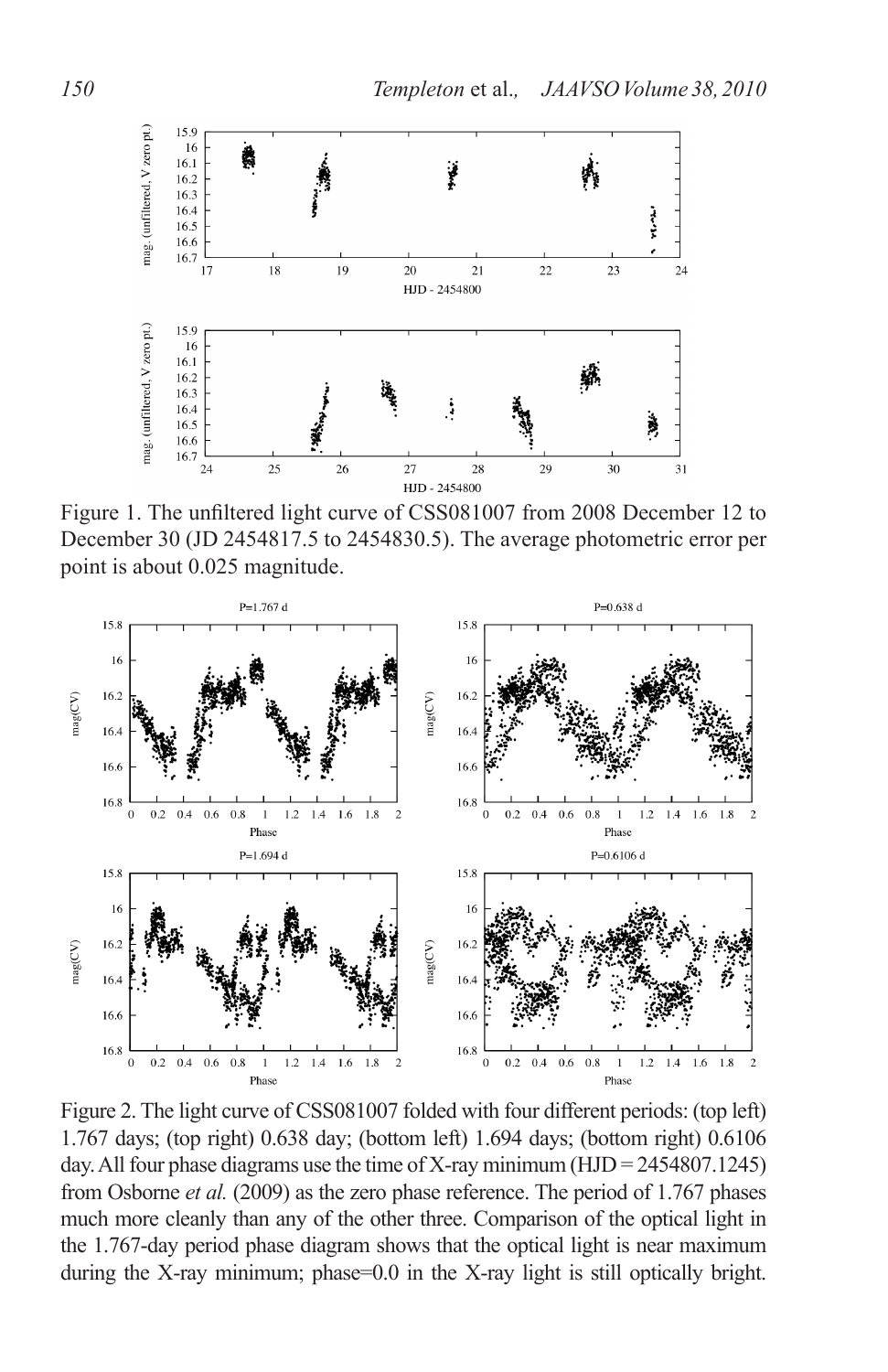15.9
16
16.1
16.2
16.3
16.4
16.5
16.6
16.7

mag. (unfiltered, V zero pt.)

17 18 19 20 21 22 23 24

HJD - 2454800

15.9
16
16.1
16.2
16.3
16.4
16.5
16.6
16.7

mag. (unfiltered, V zero pt.)

24 25 26 27 28 29 30 31

HJD - 2454800

Figure 1. The unfiltered light curve of CSS081007 from 2008 December 12 to December 30 (JD 2454817.5 to 2454830.5). The average photometric error per point is about 0.025 magnitude.

P=1.767 d

P=0.638 d

P=1.694 d

P=0.6106 d

15.8
16
16.2
16.4
16.6
16.8

mag(CV)

0 0.2 0.4 0.6 0.8 1 1.2 1.4 1.6 1.8 2

Phase

Figure 2. The light curve of CSS081007 folded with four different periods: (top left) 1.767 days; (top right) 0.638 day; (bottom left) 1.694 days; (bottom right) 0.6106 day. All four phase diagrams use the time of X-ray minimum (HJD = 2454807.1245) from Osborne *et al.* (2009) as the zero phase reference. The period of 1.767 phases much more cleanly than any of the other three. Comparison of the optical light in the 1.767-day period phase diagram shows that the optical light is near maximum during the X-ray minimum; phase=0.0 in the X-ray light is still optically bright.